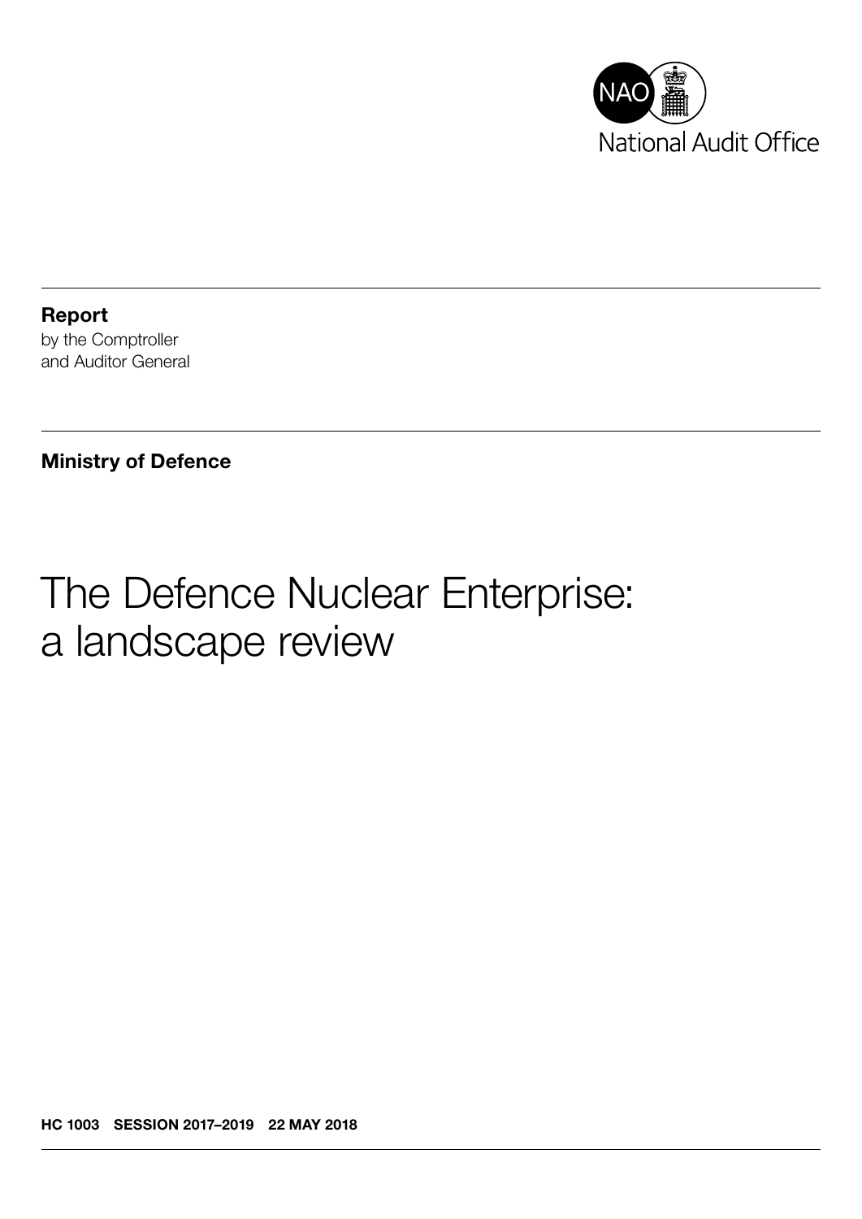NAO National Audit Office

**Report**
by the Comptroller
and Auditor General

**Ministry of Defence**

# The Defence Nuclear Enterprise: a landscape review

**HC 1003 SESSION 2017–2019 22 MAY 2018**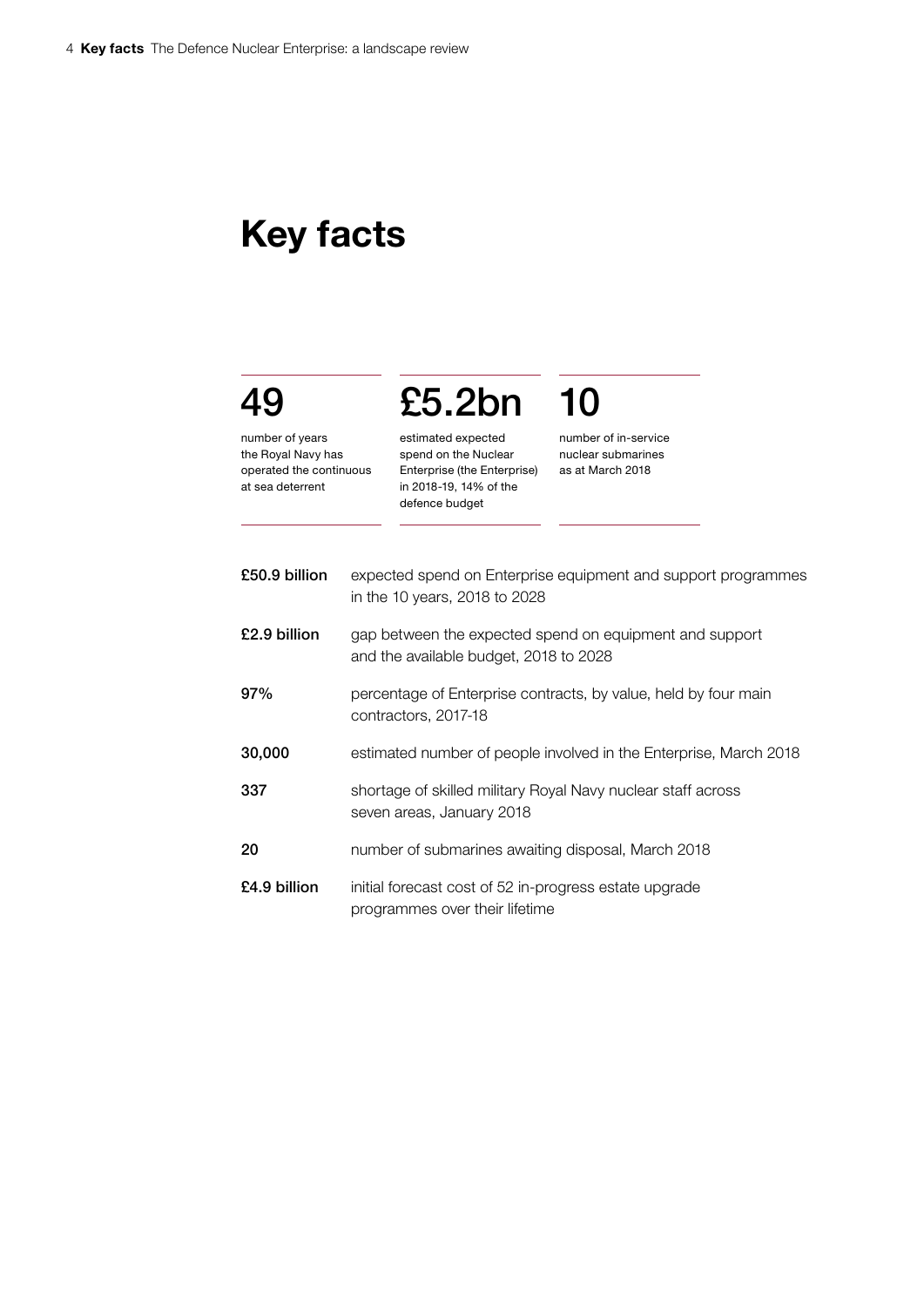# Key facts

**49**

number of years the Royal Navy has operated the continuous at sea deterrent

**£5.2bn**

estimated expected spend on the Nuclear Enterprise (the Enterprise) in 2018-19, 14% of the defence budget

**10**

number of in-service nuclear submarines as at March 2018

| | |
|---|---|
| **£50.9 billion** | expected spend on Enterprise equipment and support programmes in the 10 years, 2018 to 2028 |
| **£2.9 billion** | gap between the expected spend on equipment and support and the available budget, 2018 to 2028 |
| **97%** | percentage of Enterprise contracts, by value, held by four main contractors, 2017-18 |
| **30,000** | estimated number of people involved in the Enterprise, March 2018 |
| **337** | shortage of skilled military Royal Navy nuclear staff across seven areas, January 2018 |
| **20** | number of submarines awaiting disposal, March 2018 |
| **£4.9 billion** | initial forecast cost of 52 in-progress estate upgrade programmes over their lifetime |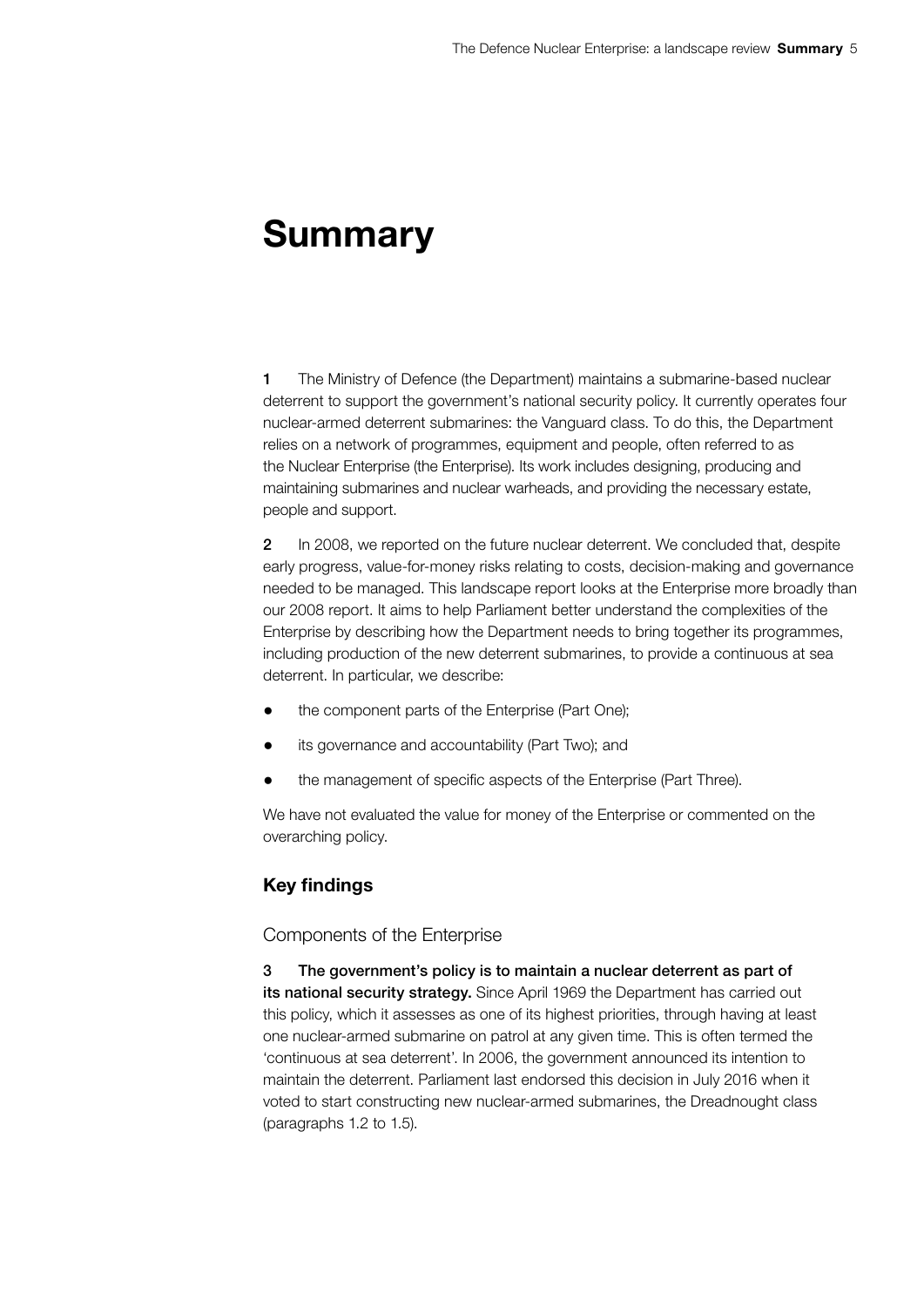# Summary

**1** The Ministry of Defence (the Department) maintains a submarine-based nuclear deterrent to support the government's national security policy. It currently operates four nuclear-armed deterrent submarines: the Vanguard class. To do this, the Department relies on a network of programmes, equipment and people, often referred to as the Nuclear Enterprise (the Enterprise). Its work includes designing, producing and maintaining submarines and nuclear warheads, and providing the necessary estate, people and support.

**2** In 2008, we reported on the future nuclear deterrent. We concluded that, despite early progress, value-for-money risks relating to costs, decision-making and governance needed to be managed. This landscape report looks at the Enterprise more broadly than our 2008 report. It aims to help Parliament better understand the complexities of the Enterprise by describing how the Department needs to bring together its programmes, including production of the new deterrent submarines, to provide a continuous at sea deterrent. In particular, we describe:

- the component parts of the Enterprise (Part One);
- its governance and accountability (Part Two); and
- the management of specific aspects of the Enterprise (Part Three).

We have not evaluated the value for money of the Enterprise or commented on the overarching policy.

## Key findings

### Components of the Enterprise

**3 The government's policy is to maintain a nuclear deterrent as part of its national security strategy.** Since April 1969 the Department has carried out this policy, which it assesses as one of its highest priorities, through having at least one nuclear-armed submarine on patrol at any given time. This is often termed the 'continuous at sea deterrent'. In 2006, the government announced its intention to maintain the deterrent. Parliament last endorsed this decision in July 2016 when it voted to start constructing new nuclear-armed submarines, the Dreadnought class (paragraphs 1.2 to 1.5).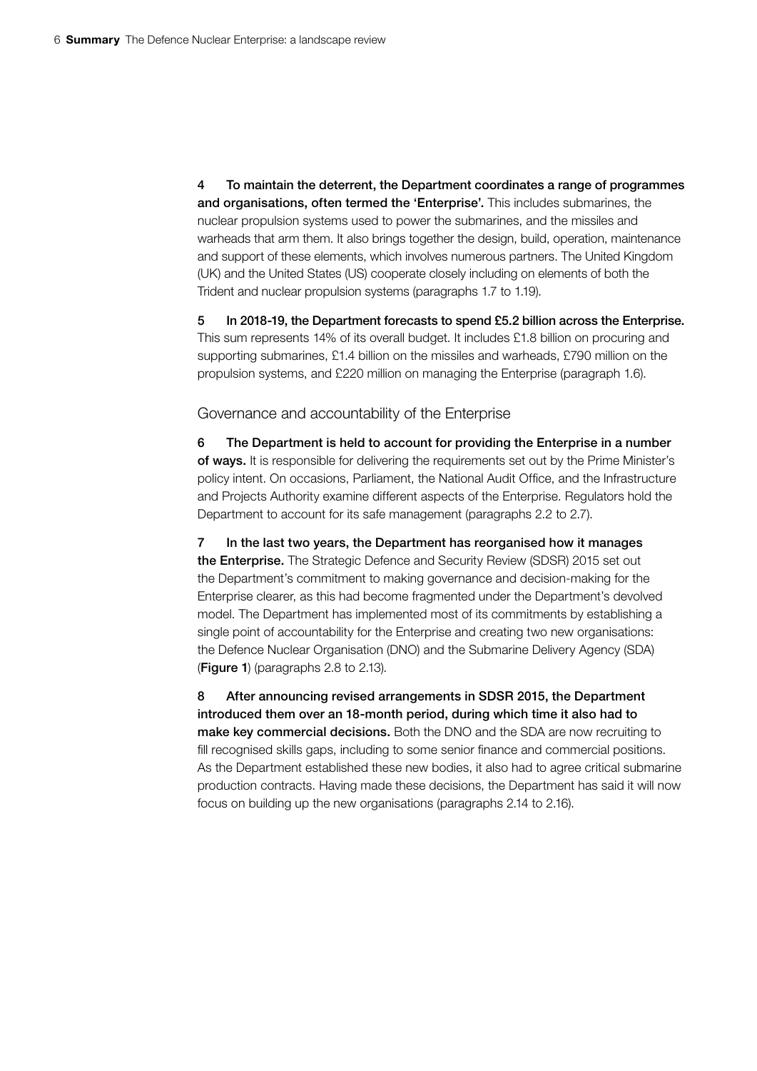**4 To maintain the deterrent, the Department coordinates a range of programmes and organisations, often termed the 'Enterprise'.** This includes submarines, the nuclear propulsion systems used to power the submarines, and the missiles and warheads that arm them. It also brings together the design, build, operation, maintenance and support of these elements, which involves numerous partners. The United Kingdom (UK) and the United States (US) cooperate closely including on elements of both the Trident and nuclear propulsion systems (paragraphs 1.7 to 1.19).

**5 In 2018-19, the Department forecasts to spend £5.2 billion across the Enterprise.** This sum represents 14% of its overall budget. It includes £1.8 billion on procuring and supporting submarines, £1.4 billion on the missiles and warheads, £790 million on the propulsion systems, and £220 million on managing the Enterprise (paragraph 1.6).

## Governance and accountability of the Enterprise

**6 The Department is held to account for providing the Enterprise in a number of ways.** It is responsible for delivering the requirements set out by the Prime Minister's policy intent. On occasions, Parliament, the National Audit Office, and the Infrastructure and Projects Authority examine different aspects of the Enterprise. Regulators hold the Department to account for its safe management (paragraphs 2.2 to 2.7).

**7 In the last two years, the Department has reorganised how it manages the Enterprise.** The Strategic Defence and Security Review (SDSR) 2015 set out the Department's commitment to making governance and decision-making for the Enterprise clearer, as this had become fragmented under the Department's devolved model. The Department has implemented most of its commitments by establishing a single point of accountability for the Enterprise and creating two new organisations: the Defence Nuclear Organisation (DNO) and the Submarine Delivery Agency (SDA) (**Figure 1**) (paragraphs 2.8 to 2.13).

**8 After announcing revised arrangements in SDSR 2015, the Department introduced them over an 18-month period, during which time it also had to make key commercial decisions.** Both the DNO and the SDA are now recruiting to fill recognised skills gaps, including to some senior finance and commercial positions. As the Department established these new bodies, it also had to agree critical submarine production contracts. Having made these decisions, the Department has said it will now focus on building up the new organisations (paragraphs 2.14 to 2.16).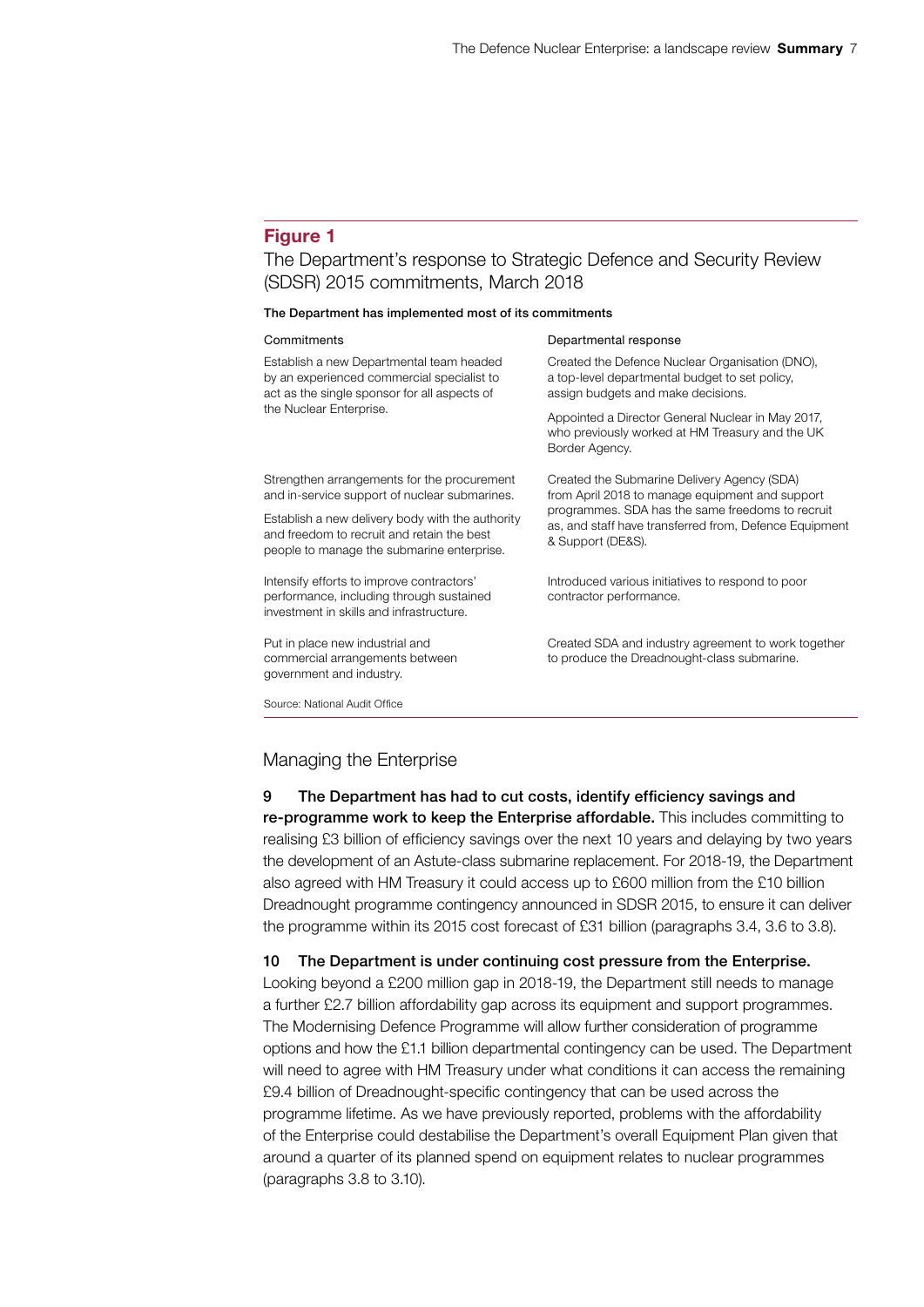## Figure 1

The Department's response to Strategic Defence and Security Review (SDSR) 2015 commitments, March 2018

**The Department has implemented most of its commitments**

| Commitments | Departmental response |
| --- | --- |
| Establish a new Departmental team headed by an experienced commercial specialist to act as the single sponsor for all aspects of the Nuclear Enterprise. | Created the Defence Nuclear Organisation (DNO), a top-level departmental budget to set policy, assign budgets and make decisions.<br><br>Appointed a Director General Nuclear in May 2017, who previously worked at HM Treasury and the UK Border Agency. |
| Strengthen arrangements for the procurement and in-service support of nuclear submarines.<br><br>Establish a new delivery body with the authority and freedom to recruit and retain the best people to manage the submarine enterprise. | Created the Submarine Delivery Agency (SDA) from April 2018 to manage equipment and support programmes. SDA has the same freedoms to recruit as, and staff have transferred from, Defence Equipment & Support (DE&S). |
| Intensify efforts to improve contractors' performance, including through sustained investment in skills and infrastructure. | Introduced various initiatives to respond to poor contractor performance. |
| Put in place new industrial and commercial arrangements between government and industry. | Created SDA and industry agreement to work together to produce the Dreadnought-class submarine. |

Source: National Audit Office

## Managing the Enterprise

**9 The Department has had to cut costs, identify efficiency savings and re-programme work to keep the Enterprise affordable.** This includes committing to realising £3 billion of efficiency savings over the next 10 years and delaying by two years the development of an Astute-class submarine replacement. For 2018-19, the Department also agreed with HM Treasury it could access up to £600 million from the £10 billion Dreadnought programme contingency announced in SDSR 2015, to ensure it can deliver the programme within its 2015 cost forecast of £31 billion (paragraphs 3.4, 3.6 to 3.8).

**10 The Department is under continuing cost pressure from the Enterprise.** Looking beyond a £200 million gap in 2018-19, the Department still needs to manage a further £2.7 billion affordability gap across its equipment and support programmes. The Modernising Defence Programme will allow further consideration of programme options and how the £1.1 billion departmental contingency can be used. The Department will need to agree with HM Treasury under what conditions it can access the remaining £9.4 billion of Dreadnought-specific contingency that can be used across the programme lifetime. As we have previously reported, problems with the affordability of the Enterprise could destabilise the Department's overall Equipment Plan given that around a quarter of its planned spend on equipment relates to nuclear programmes (paragraphs 3.8 to 3.10).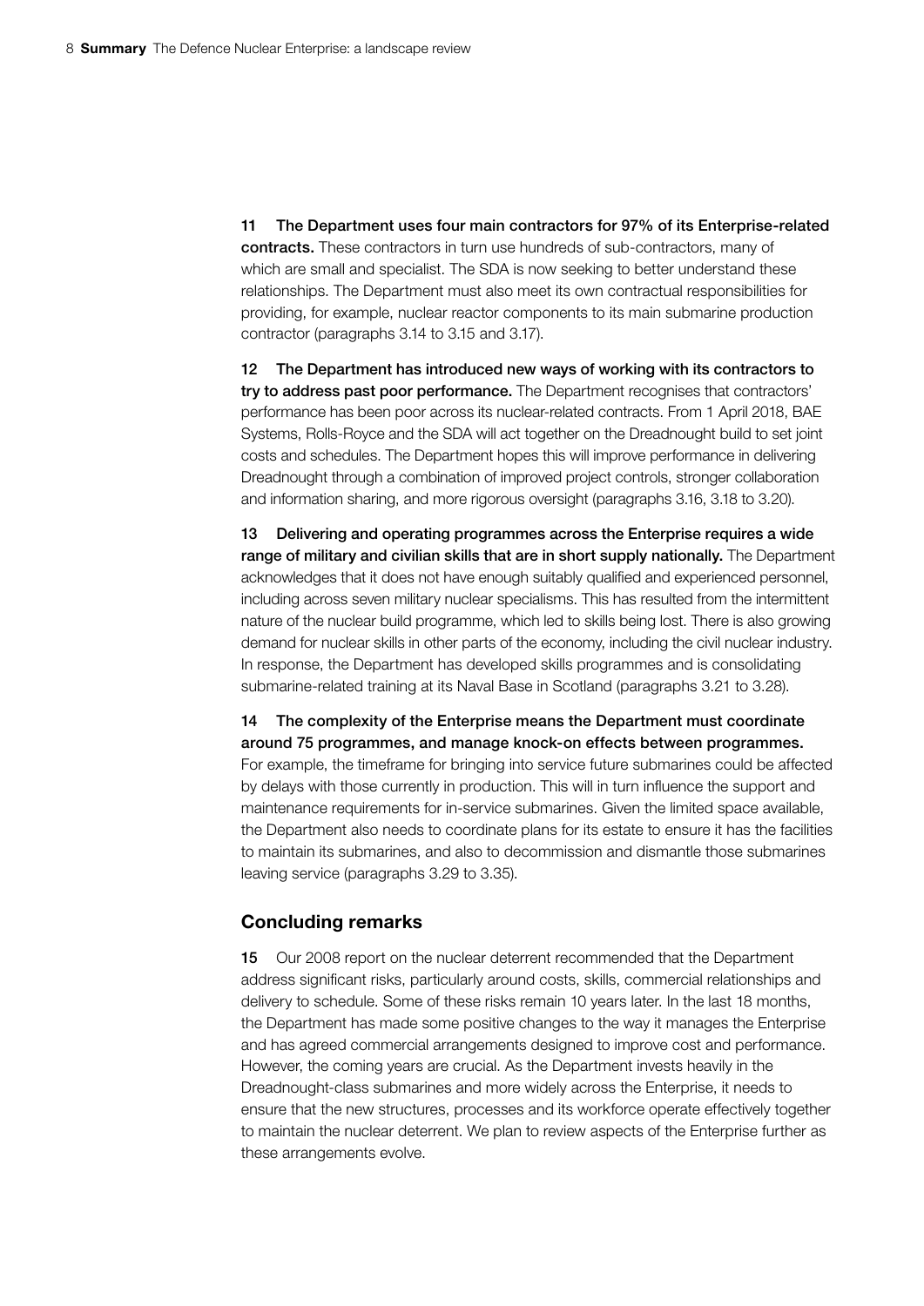**11 The Department uses four main contractors for 97% of its Enterprise-related contracts.** These contractors in turn use hundreds of sub-contractors, many of which are small and specialist. The SDA is now seeking to better understand these relationships. The Department must also meet its own contractual responsibilities for providing, for example, nuclear reactor components to its main submarine production contractor (paragraphs 3.14 to 3.15 and 3.17).

**12 The Department has introduced new ways of working with its contractors to try to address past poor performance.** The Department recognises that contractors' performance has been poor across its nuclear-related contracts. From 1 April 2018, BAE Systems, Rolls-Royce and the SDA will act together on the Dreadnought build to set joint costs and schedules. The Department hopes this will improve performance in delivering Dreadnought through a combination of improved project controls, stronger collaboration and information sharing, and more rigorous oversight (paragraphs 3.16, 3.18 to 3.20).

**13 Delivering and operating programmes across the Enterprise requires a wide range of military and civilian skills that are in short supply nationally.** The Department acknowledges that it does not have enough suitably qualified and experienced personnel, including across seven military nuclear specialisms. This has resulted from the intermittent nature of the nuclear build programme, which led to skills being lost. There is also growing demand for nuclear skills in other parts of the economy, including the civil nuclear industry. In response, the Department has developed skills programmes and is consolidating submarine-related training at its Naval Base in Scotland (paragraphs 3.21 to 3.28).

**14 The complexity of the Enterprise means the Department must coordinate around 75 programmes, and manage knock-on effects between programmes.** For example, the timeframe for bringing into service future submarines could be affected by delays with those currently in production. This will in turn influence the support and maintenance requirements for in-service submarines. Given the limited space available, the Department also needs to coordinate plans for its estate to ensure it has the facilities to maintain its submarines, and also to decommission and dismantle those submarines leaving service (paragraphs 3.29 to 3.35).

## Concluding remarks

**15** Our 2008 report on the nuclear deterrent recommended that the Department address significant risks, particularly around costs, skills, commercial relationships and delivery to schedule. Some of these risks remain 10 years later. In the last 18 months, the Department has made some positive changes to the way it manages the Enterprise and has agreed commercial arrangements designed to improve cost and performance. However, the coming years are crucial. As the Department invests heavily in the Dreadnought-class submarines and more widely across the Enterprise, it needs to ensure that the new structures, processes and its workforce operate effectively together to maintain the nuclear deterrent. We plan to review aspects of the Enterprise further as these arrangements evolve.